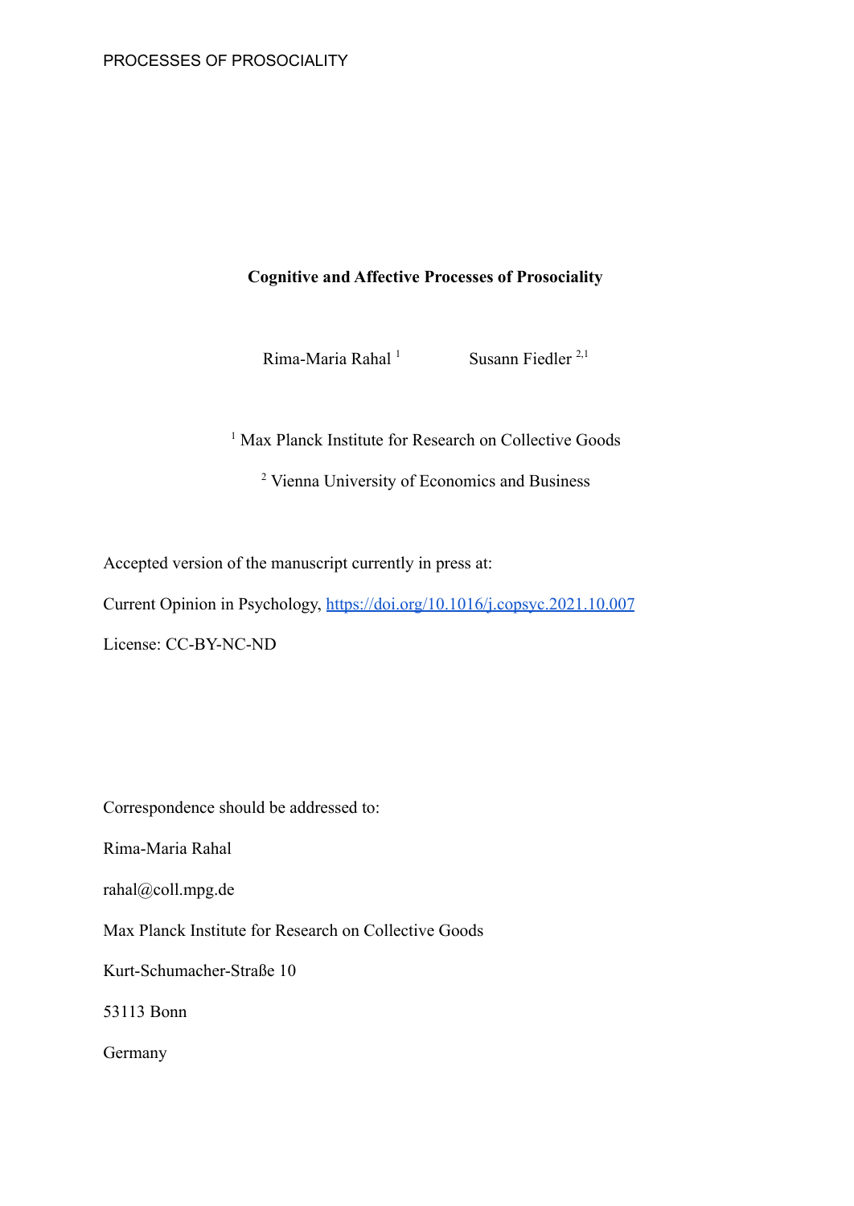# Cognitive and Affective Processes of Prosociality

Rima-Maria Rahal [1] Susann Fiedler [2,1]

[1] Max Planck Institute for Research on Collective Goods

[2] Vienna University of Economics and Business

Accepted version of the manuscript currently in press at:

Current Opinion in Psychology, https://doi.org/10.1016/j.copsyc.2021.10.007

License: CC-BY-NC-ND

Correspondence should be addressed to:

Rima-Maria Rahal

rahal@coll.mpg.de

Max Planck Institute for Research on Collective Goods

Kurt-Schumacher-Straße 10

53113 Bonn

Germany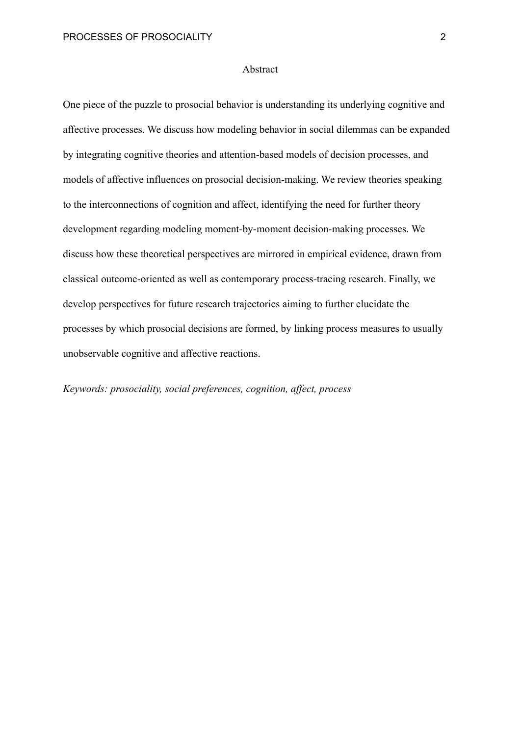## Abstract

One piece of the puzzle to prosocial behavior is understanding its underlying cognitive and affective processes. We discuss how modeling behavior in social dilemmas can be expanded by integrating cognitive theories and attention-based models of decision processes, and models of affective influences on prosocial decision-making. We review theories speaking to the interconnections of cognition and affect, identifying the need for further theory development regarding modeling moment-by-moment decision-making processes. We discuss how these theoretical perspectives are mirrored in empirical evidence, drawn from classical outcome-oriented as well as contemporary process-tracing research. Finally, we develop perspectives for future research trajectories aiming to further elucidate the processes by which prosocial decisions are formed, by linking process measures to usually unobservable cognitive and affective reactions.

*Keywords: prosociality, social preferences, cognition, affect, process*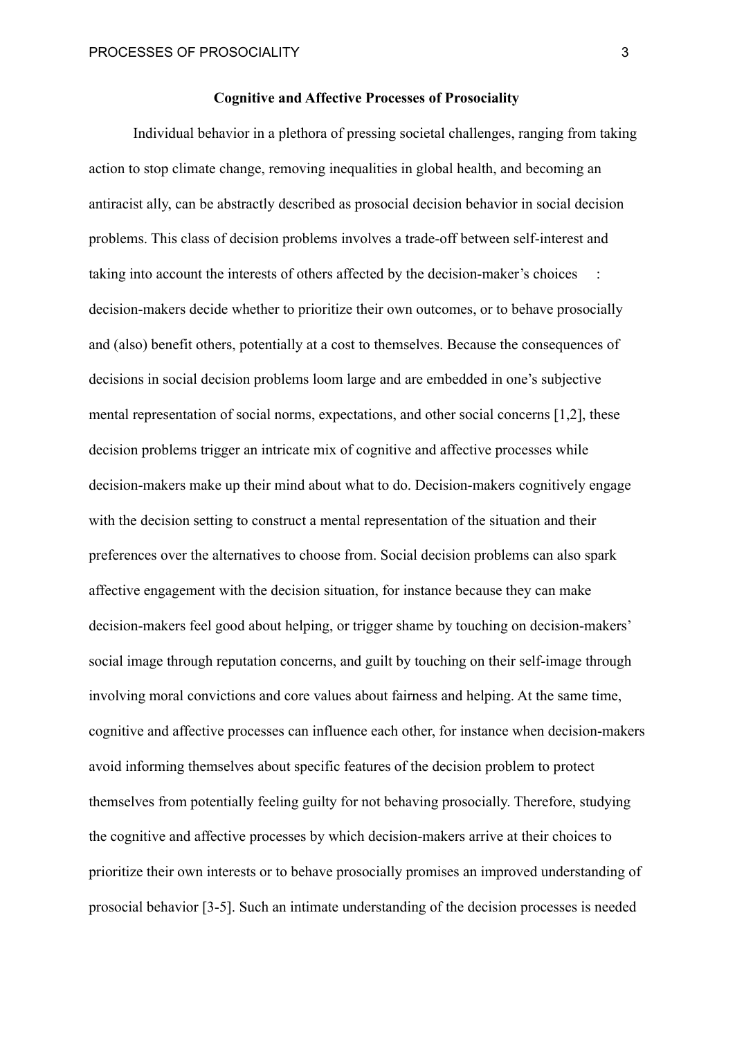# Cognitive and Affective Processes of Prosociality

Individual behavior in a plethora of pressing societal challenges, ranging from taking action to stop climate change, removing inequalities in global health, and becoming an antiracist ally, can be abstractly described as prosocial decision behavior in social decision problems. This class of decision problems involves a trade-off between self-interest and taking into account the interests of others affected by the decision-maker's choices : decision-makers decide whether to prioritize their own outcomes, or to behave prosocially and (also) benefit others, potentially at a cost to themselves. Because the consequences of decisions in social decision problems loom large and are embedded in one's subjective mental representation of social norms, expectations, and other social concerns [1,2], these decision problems trigger an intricate mix of cognitive and affective processes while decision-makers make up their mind about what to do. Decision-makers cognitively engage with the decision setting to construct a mental representation of the situation and their preferences over the alternatives to choose from. Social decision problems can also spark affective engagement with the decision situation, for instance because they can make decision-makers feel good about helping, or trigger shame by touching on decision-makers' social image through reputation concerns, and guilt by touching on their self-image through involving moral convictions and core values about fairness and helping. At the same time, cognitive and affective processes can influence each other, for instance when decision-makers avoid informing themselves about specific features of the decision problem to protect themselves from potentially feeling guilty for not behaving prosocially. Therefore, studying the cognitive and affective processes by which decision-makers arrive at their choices to prioritize their own interests or to behave prosocially promises an improved understanding of prosocial behavior [3-5]. Such an intimate understanding of the decision processes is needed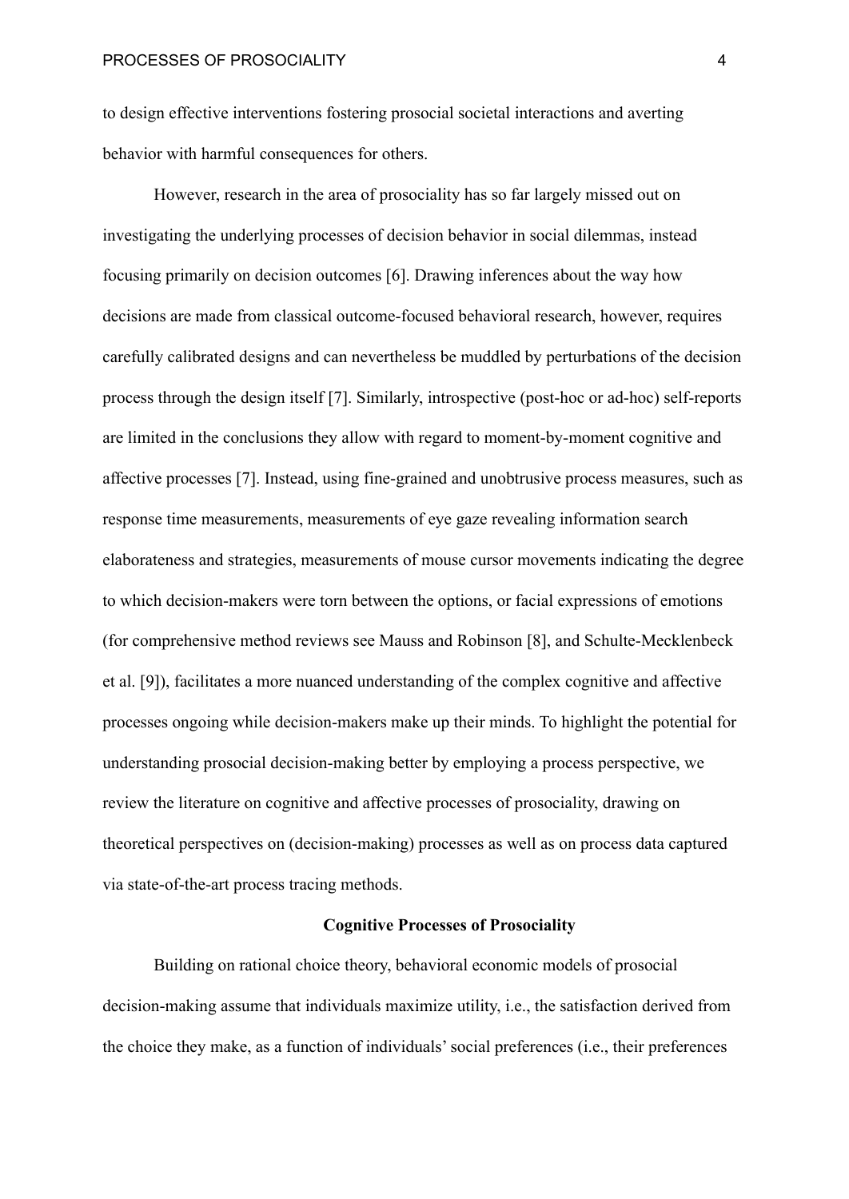to design effective interventions fostering prosocial societal interactions and averting behavior with harmful consequences for others.

However, research in the area of prosociality has so far largely missed out on investigating the underlying processes of decision behavior in social dilemmas, instead focusing primarily on decision outcomes [6]. Drawing inferences about the way how decisions are made from classical outcome-focused behavioral research, however, requires carefully calibrated designs and can nevertheless be muddled by perturbations of the decision process through the design itself [7]. Similarly, introspective (post-hoc or ad-hoc) self-reports are limited in the conclusions they allow with regard to moment-by-moment cognitive and affective processes [7]. Instead, using fine-grained and unobtrusive process measures, such as response time measurements, measurements of eye gaze revealing information search elaborateness and strategies, measurements of mouse cursor movements indicating the degree to which decision-makers were torn between the options, or facial expressions of emotions (for comprehensive method reviews see Mauss and Robinson [8], and Schulte-Mecklenbeck et al. [9]), facilitates a more nuanced understanding of the complex cognitive and affective processes ongoing while decision-makers make up their minds. To highlight the potential for understanding prosocial decision-making better by employing a process perspective, we review the literature on cognitive and affective processes of prosociality, drawing on theoretical perspectives on (decision-making) processes as well as on process data captured via state-of-the-art process tracing methods.

## Cognitive Processes of Prosociality

Building on rational choice theory, behavioral economic models of prosocial decision-making assume that individuals maximize utility, i.e., the satisfaction derived from the choice they make, as a function of individuals' social preferences (i.e., their preferences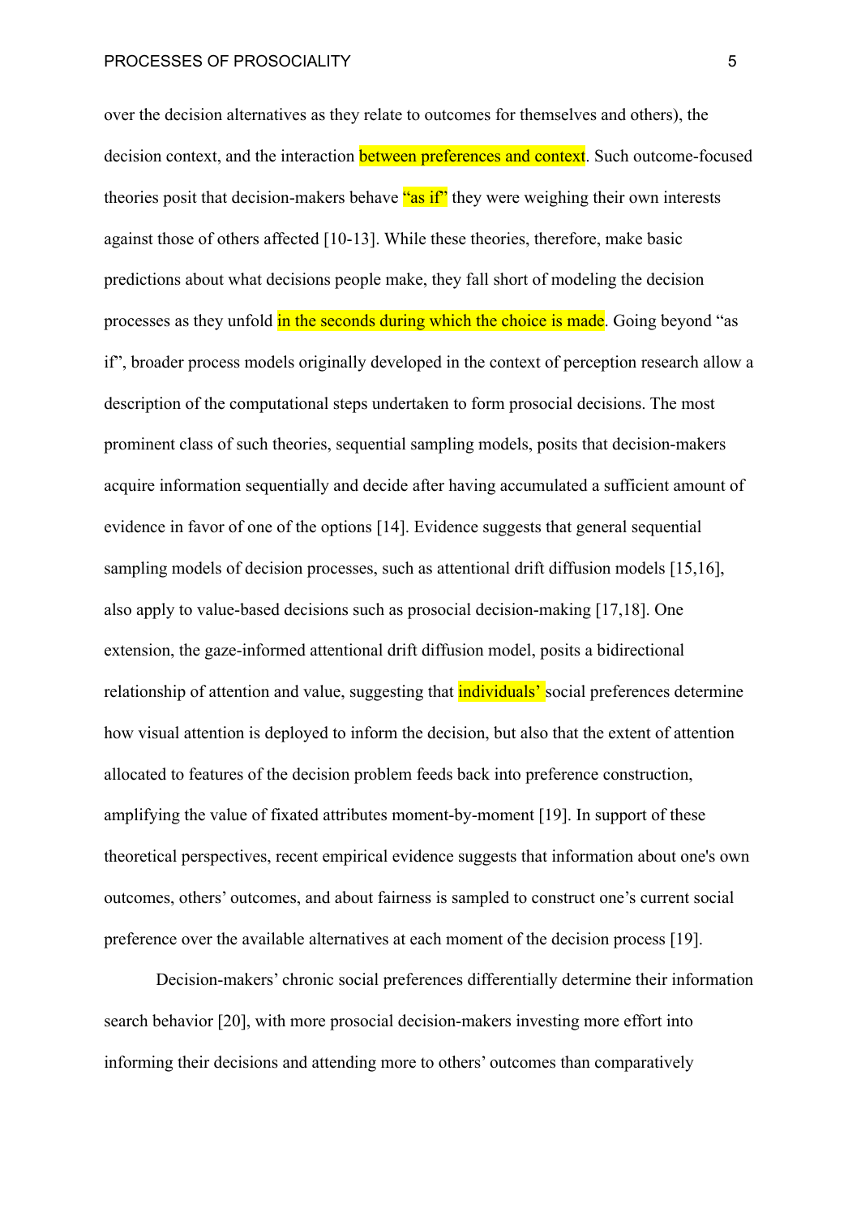over the decision alternatives as they relate to outcomes for themselves and others), the decision context, and the interaction between preferences and context. Such outcome-focused theories posit that decision-makers behave "as if" they were weighing their own interests against those of others affected [10-13]. While these theories, therefore, make basic predictions about what decisions people make, they fall short of modeling the decision processes as they unfold in the seconds during which the choice is made. Going beyond "as if", broader process models originally developed in the context of perception research allow a description of the computational steps undertaken to form prosocial decisions. The most prominent class of such theories, sequential sampling models, posits that decision-makers acquire information sequentially and decide after having accumulated a sufficient amount of evidence in favor of one of the options [14]. Evidence suggests that general sequential sampling models of decision processes, such as attentional drift diffusion models [15,16], also apply to value-based decisions such as prosocial decision-making [17,18]. One extension, the gaze-informed attentional drift diffusion model, posits a bidirectional relationship of attention and value, suggesting that individuals' social preferences determine how visual attention is deployed to inform the decision, but also that the extent of attention allocated to features of the decision problem feeds back into preference construction, amplifying the value of fixated attributes moment-by-moment [19]. In support of these theoretical perspectives, recent empirical evidence suggests that information about one's own outcomes, others' outcomes, and about fairness is sampled to construct one's current social preference over the available alternatives at each moment of the decision process [19].

Decision-makers' chronic social preferences differentially determine their information search behavior [20], with more prosocial decision-makers investing more effort into informing their decisions and attending more to others' outcomes than comparatively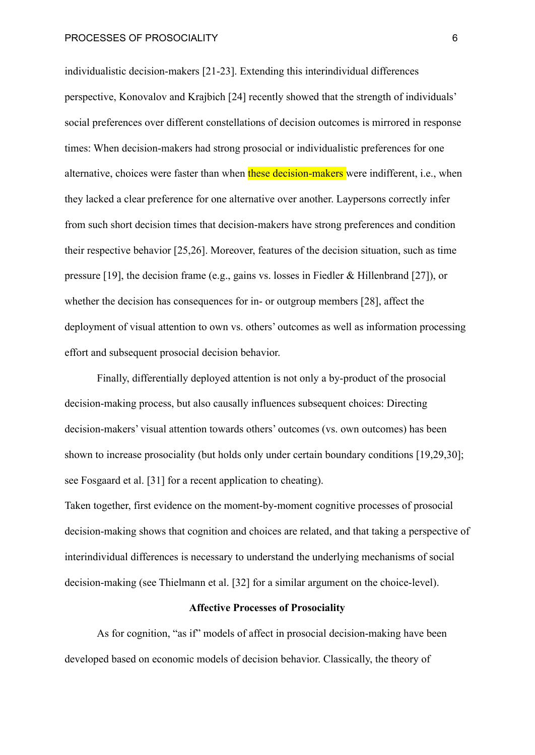individualistic decision-makers [21-23]. Extending this interindividual differences perspective, Konovalov and Krajbich [24] recently showed that the strength of individuals' social preferences over different constellations of decision outcomes is mirrored in response times: When decision-makers had strong prosocial or individualistic preferences for one alternative, choices were faster than when these decision-makers were indifferent, i.e., when they lacked a clear preference for one alternative over another. Laypersons correctly infer from such short decision times that decision-makers have strong preferences and condition their respective behavior [25,26]. Moreover, features of the decision situation, such as time pressure [19], the decision frame (e.g., gains vs. losses in Fiedler & Hillenbrand [27]), or whether the decision has consequences for in- or outgroup members [28], affect the deployment of visual attention to own vs. others' outcomes as well as information processing effort and subsequent prosocial decision behavior.

Finally, differentially deployed attention is not only a by-product of the prosocial decision-making process, but also causally influences subsequent choices: Directing decision-makers' visual attention towards others' outcomes (vs. own outcomes) has been shown to increase prosociality (but holds only under certain boundary conditions [19,29,30]; see Fosgaard et al. [31] for a recent application to cheating).

Taken together, first evidence on the moment-by-moment cognitive processes of prosocial decision-making shows that cognition and choices are related, and that taking a perspective of interindividual differences is necessary to understand the underlying mechanisms of social decision-making (see Thielmann et al. [32] for a similar argument on the choice-level).

## Affective Processes of Prosociality

As for cognition, "as if" models of affect in prosocial decision-making have been developed based on economic models of decision behavior. Classically, the theory of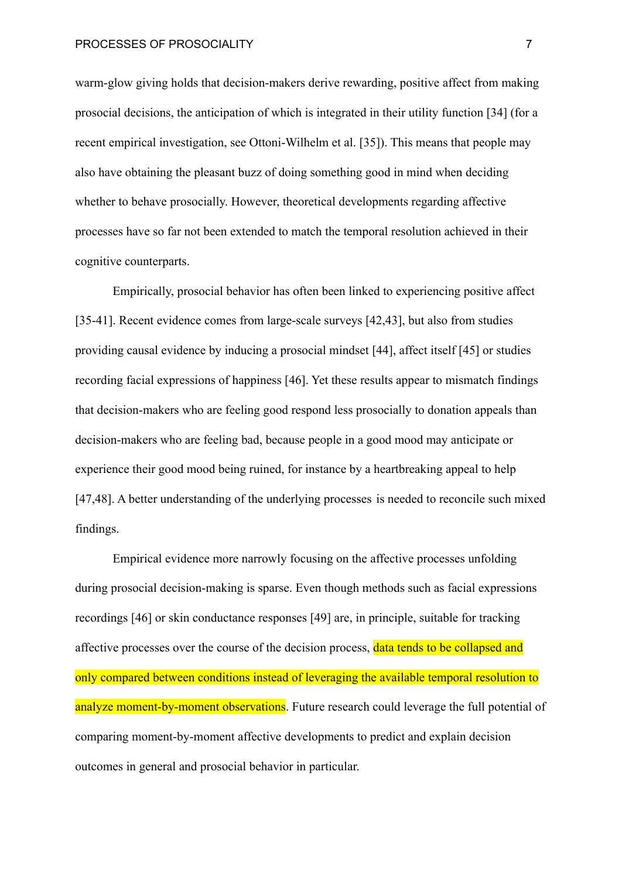warm-glow giving holds that decision-makers derive rewarding, positive affect from making prosocial decisions, the anticipation of which is integrated in their utility function [34] (for a recent empirical investigation, see Ottoni-Wilhelm et al. [35]). This means that people may also have obtaining the pleasant buzz of doing something good in mind when deciding whether to behave prosocially. However, theoretical developments regarding affective processes have so far not been extended to match the temporal resolution achieved in their cognitive counterparts.

Empirically, prosocial behavior has often been linked to experiencing positive affect [35-41]. Recent evidence comes from large-scale surveys [42,43], but also from studies providing causal evidence by inducing a prosocial mindset [44], affect itself [45] or studies recording facial expressions of happiness [46]. Yet these results appear to mismatch findings that decision-makers who are feeling good respond less prosocially to donation appeals than decision-makers who are feeling bad, because people in a good mood may anticipate or experience their good mood being ruined, for instance by a heartbreaking appeal to help [47,48]. A better understanding of the underlying processes is needed to reconcile such mixed findings.

Empirical evidence more narrowly focusing on the affective processes unfolding during prosocial decision-making is sparse. Even though methods such as facial expressions recordings [46] or skin conductance responses [49] are, in principle, suitable for tracking affective processes over the course of the decision process, data tends to be collapsed and only compared between conditions instead of leveraging the available temporal resolution to analyze moment-by-moment observations. Future research could leverage the full potential of comparing moment-by-moment affective developments to predict and explain decision outcomes in general and prosocial behavior in particular.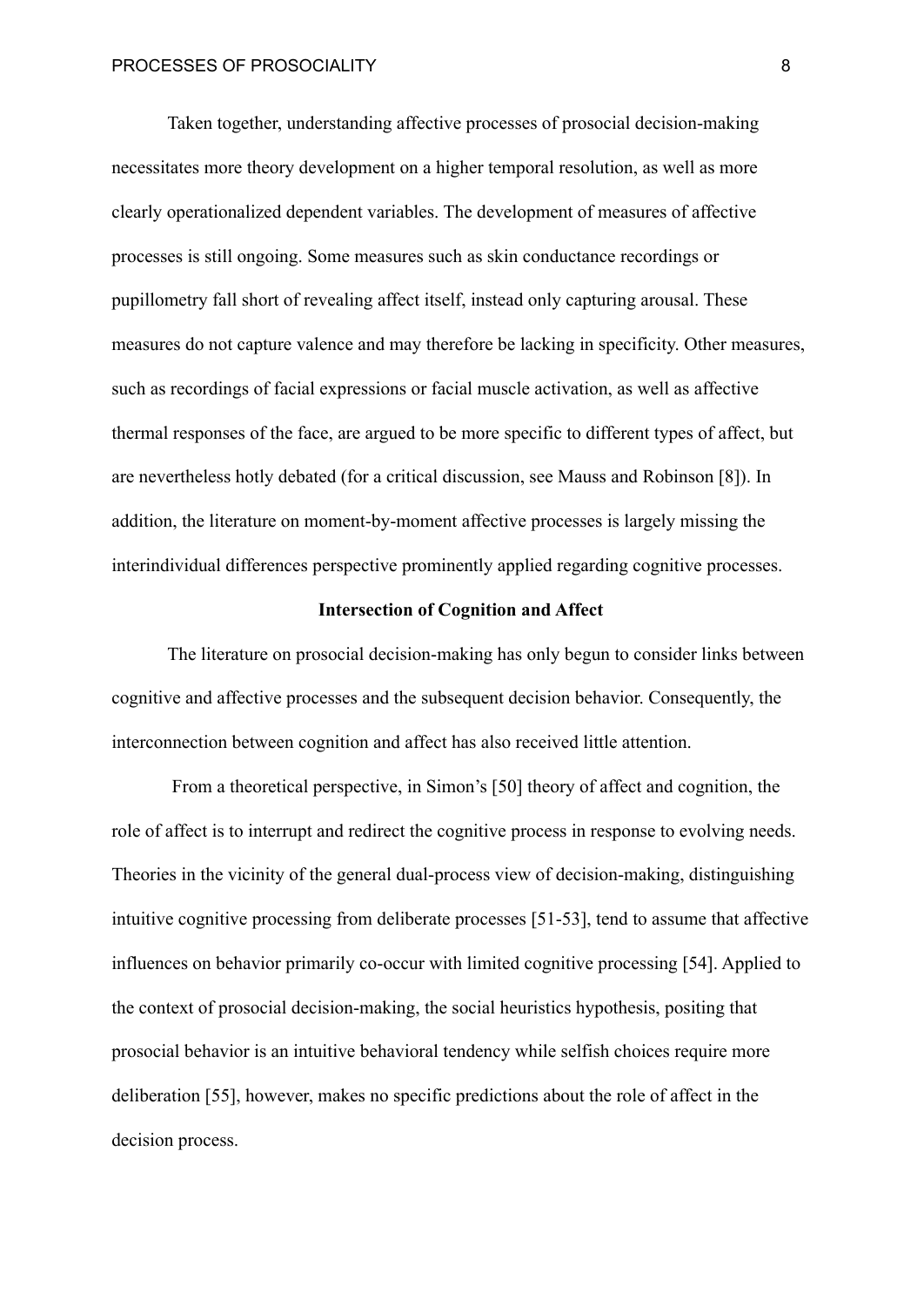Taken together, understanding affective processes of prosocial decision-making necessitates more theory development on a higher temporal resolution, as well as more clearly operationalized dependent variables. The development of measures of affective processes is still ongoing. Some measures such as skin conductance recordings or pupillometry fall short of revealing affect itself, instead only capturing arousal. These measures do not capture valence and may therefore be lacking in specificity. Other measures, such as recordings of facial expressions or facial muscle activation, as well as affective thermal responses of the face, are argued to be more specific to different types of affect, but are nevertheless hotly debated (for a critical discussion, see Mauss and Robinson [8]). In addition, the literature on moment-by-moment affective processes is largely missing the interindividual differences perspective prominently applied regarding cognitive processes.

## Intersection of Cognition and Affect

The literature on prosocial decision-making has only begun to consider links between cognitive and affective processes and the subsequent decision behavior. Consequently, the interconnection between cognition and affect has also received little attention.

From a theoretical perspective, in Simon's [50] theory of affect and cognition, the role of affect is to interrupt and redirect the cognitive process in response to evolving needs. Theories in the vicinity of the general dual-process view of decision-making, distinguishing intuitive cognitive processing from deliberate processes [51-53], tend to assume that affective influences on behavior primarily co-occur with limited cognitive processing [54]. Applied to the context of prosocial decision-making, the social heuristics hypothesis, positing that prosocial behavior is an intuitive behavioral tendency while selfish choices require more deliberation [55], however, makes no specific predictions about the role of affect in the decision process.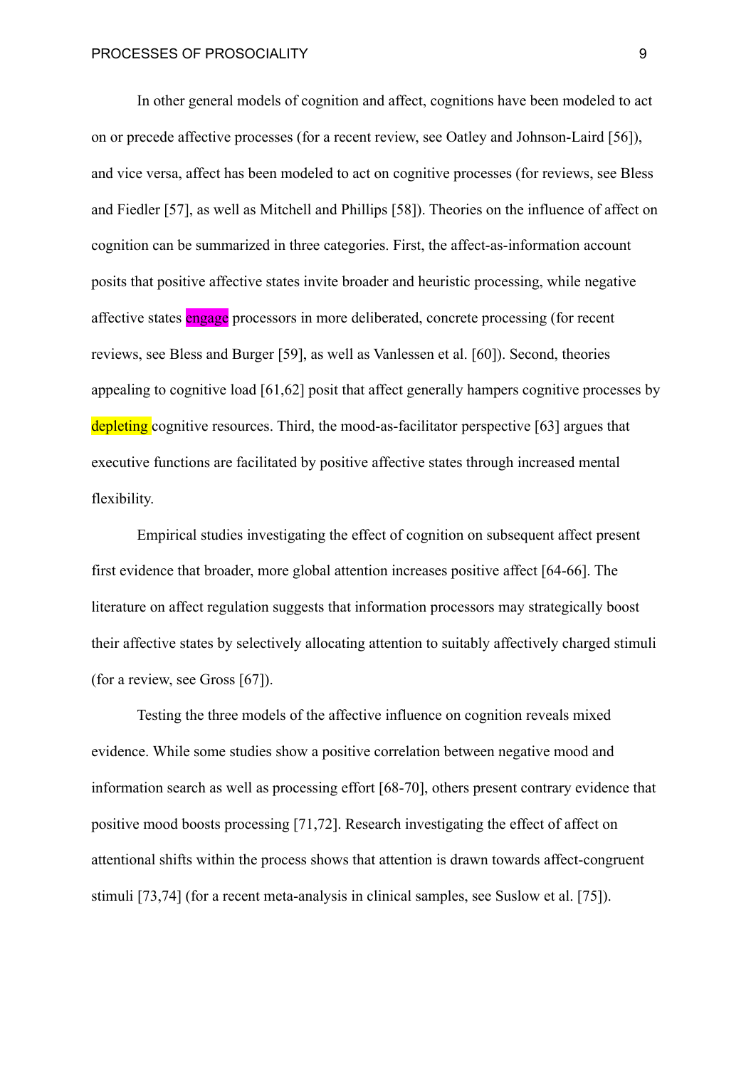In other general models of cognition and affect, cognitions have been modeled to act on or precede affective processes (for a recent review, see Oatley and Johnson-Laird [56]), and vice versa, affect has been modeled to act on cognitive processes (for reviews, see Bless and Fiedler [57], as well as Mitchell and Phillips [58]). Theories on the influence of affect on cognition can be summarized in three categories. First, the affect-as-information account posits that positive affective states invite broader and heuristic processing, while negative affective states engage processors in more deliberated, concrete processing (for recent reviews, see Bless and Burger [59], as well as Vanlessen et al. [60]). Second, theories appealing to cognitive load [61,62] posit that affect generally hampers cognitive processes by depleting cognitive resources. Third, the mood-as-facilitator perspective [63] argues that executive functions are facilitated by positive affective states through increased mental flexibility.

Empirical studies investigating the effect of cognition on subsequent affect present first evidence that broader, more global attention increases positive affect [64-66]. The literature on affect regulation suggests that information processors may strategically boost their affective states by selectively allocating attention to suitably affectively charged stimuli (for a review, see Gross [67]).

Testing the three models of the affective influence on cognition reveals mixed evidence. While some studies show a positive correlation between negative mood and information search as well as processing effort [68-70], others present contrary evidence that positive mood boosts processing [71,72]. Research investigating the effect of affect on attentional shifts within the process shows that attention is drawn towards affect-congruent stimuli [73,74] (for a recent meta-analysis in clinical samples, see Suslow et al. [75]).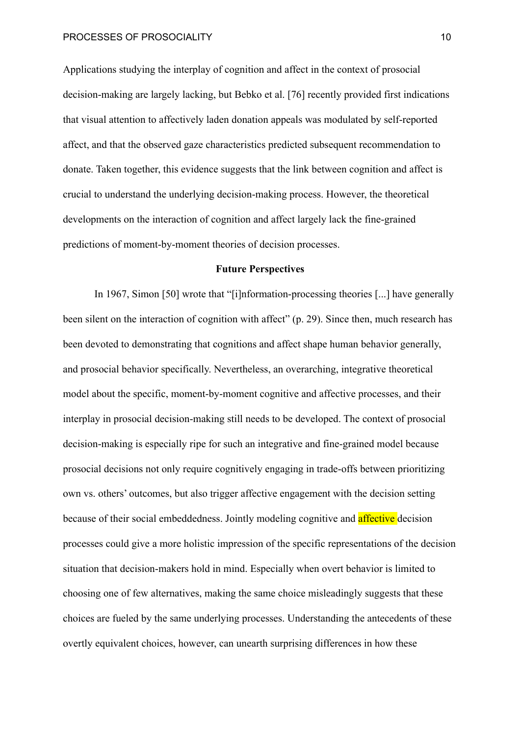Applications studying the interplay of cognition and affect in the context of prosocial decision-making are largely lacking, but Bebko et al. [76] recently provided first indications that visual attention to affectively laden donation appeals was modulated by self-reported affect, and that the observed gaze characteristics predicted subsequent recommendation to donate. Taken together, this evidence suggests that the link between cognition and affect is crucial to understand the underlying decision-making process. However, the theoretical developments on the interaction of cognition and affect largely lack the fine-grained predictions of moment-by-moment theories of decision processes.

## Future Perspectives

In 1967, Simon [50] wrote that "[i]nformation-processing theories [...] have generally been silent on the interaction of cognition with affect" (p. 29). Since then, much research has been devoted to demonstrating that cognitions and affect shape human behavior generally, and prosocial behavior specifically. Nevertheless, an overarching, integrative theoretical model about the specific, moment-by-moment cognitive and affective processes, and their interplay in prosocial decision-making still needs to be developed. The context of prosocial decision-making is especially ripe for such an integrative and fine-grained model because prosocial decisions not only require cognitively engaging in trade-offs between prioritizing own vs. others' outcomes, but also trigger affective engagement with the decision setting because of their social embeddedness. Jointly modeling cognitive and affective decision processes could give a more holistic impression of the specific representations of the decision situation that decision-makers hold in mind. Especially when overt behavior is limited to choosing one of few alternatives, making the same choice misleadingly suggests that these choices are fueled by the same underlying processes. Understanding the antecedents of these overtly equivalent choices, however, can unearth surprising differences in how these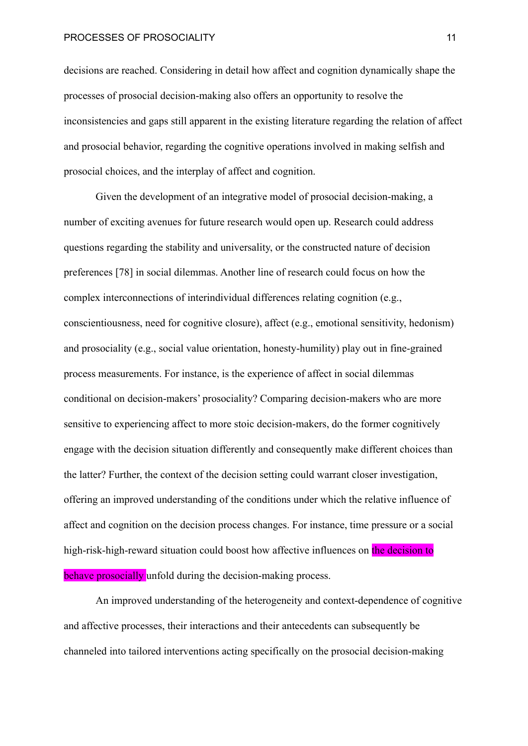decisions are reached. Considering in detail how affect and cognition dynamically shape the processes of prosocial decision-making also offers an opportunity to resolve the inconsistencies and gaps still apparent in the existing literature regarding the relation of affect and prosocial behavior, regarding the cognitive operations involved in making selfish and prosocial choices, and the interplay of affect and cognition.

Given the development of an integrative model of prosocial decision-making, a number of exciting avenues for future research would open up. Research could address questions regarding the stability and universality, or the constructed nature of decision preferences [78] in social dilemmas. Another line of research could focus on how the complex interconnections of interindividual differences relating cognition (e.g., conscientiousness, need for cognitive closure), affect (e.g., emotional sensitivity, hedonism) and prosociality (e.g., social value orientation, honesty-humility) play out in fine-grained process measurements. For instance, is the experience of affect in social dilemmas conditional on decision-makers' prosociality? Comparing decision-makers who are more sensitive to experiencing affect to more stoic decision-makers, do the former cognitively engage with the decision situation differently and consequently make different choices than the latter? Further, the context of the decision setting could warrant closer investigation, offering an improved understanding of the conditions under which the relative influence of affect and cognition on the decision process changes. For instance, time pressure or a social high-risk-high-reward situation could boost how affective influences on the decision to behave prosocially unfold during the decision-making process.

An improved understanding of the heterogeneity and context-dependence of cognitive and affective processes, their interactions and their antecedents can subsequently be channeled into tailored interventions acting specifically on the prosocial decision-making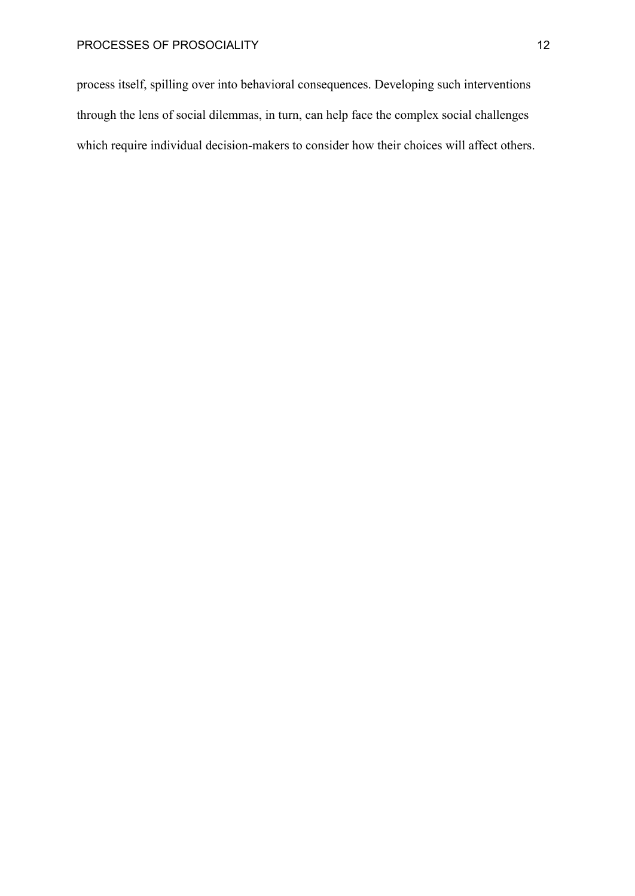process itself, spilling over into behavioral consequences. Developing such interventions through the lens of social dilemmas, in turn, can help face the complex social challenges which require individual decision-makers to consider how their choices will affect others.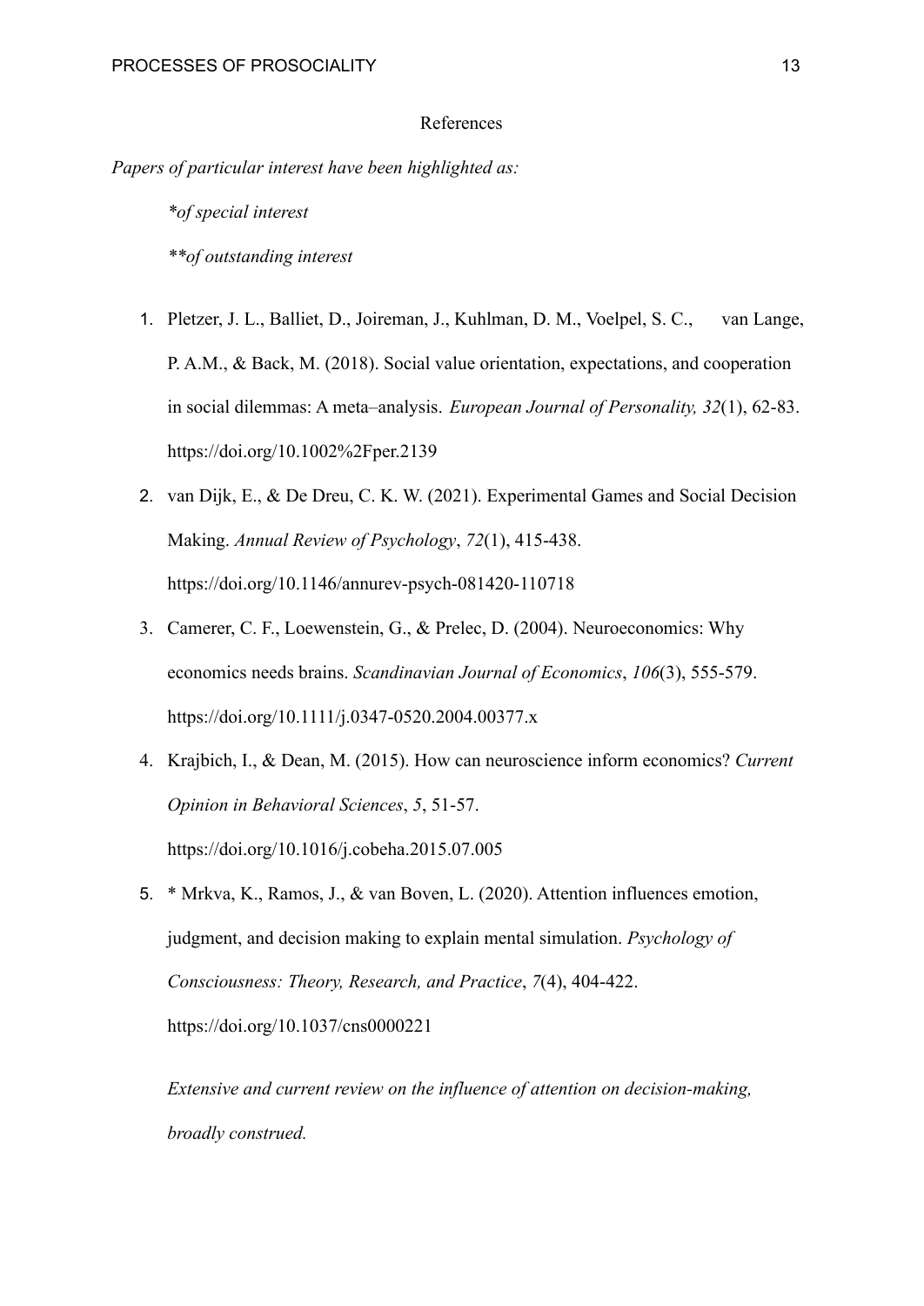# References

*Papers of particular interest have been highlighted as:*

*\*of special interest*

*\*\*of outstanding interest*

1. Pletzer, J. L., Balliet, D., Joireman, J., Kuhlman, D. M., Voelpel, S. C., van Lange, P. A.M., & Back, M. (2018). Social value orientation, expectations, and cooperation in social dilemmas: A meta–analysis. *European Journal of Personality, 32*(1), 62-83. https://doi.org/10.1002%2Fper.2139
2. van Dijk, E., & De Dreu, C. K. W. (2021). Experimental Games and Social Decision Making. *Annual Review of Psychology*, *72*(1), 415-438. https://doi.org/10.1146/annurev-psych-081420-110718
3. Camerer, C. F., Loewenstein, G., & Prelec, D. (2004). Neuroeconomics: Why economics needs brains. *Scandinavian Journal of Economics*, *106*(3), 555-579. https://doi.org/10.1111/j.0347-0520.2004.00377.x
4. Krajbich, I., & Dean, M. (2015). How can neuroscience inform economics? *Current Opinion in Behavioral Sciences*, *5*, 51-57. https://doi.org/10.1016/j.cobeha.2015.07.005
5. \* Mrkva, K., Ramos, J., & van Boven, L. (2020). Attention influences emotion, judgment, and decision making to explain mental simulation. *Psychology of Consciousness: Theory, Research, and Practice*, *7*(4), 404-422. https://doi.org/10.1037/cns0000221

   *Extensive and current review on the influence of attention on decision-making, broadly construed.*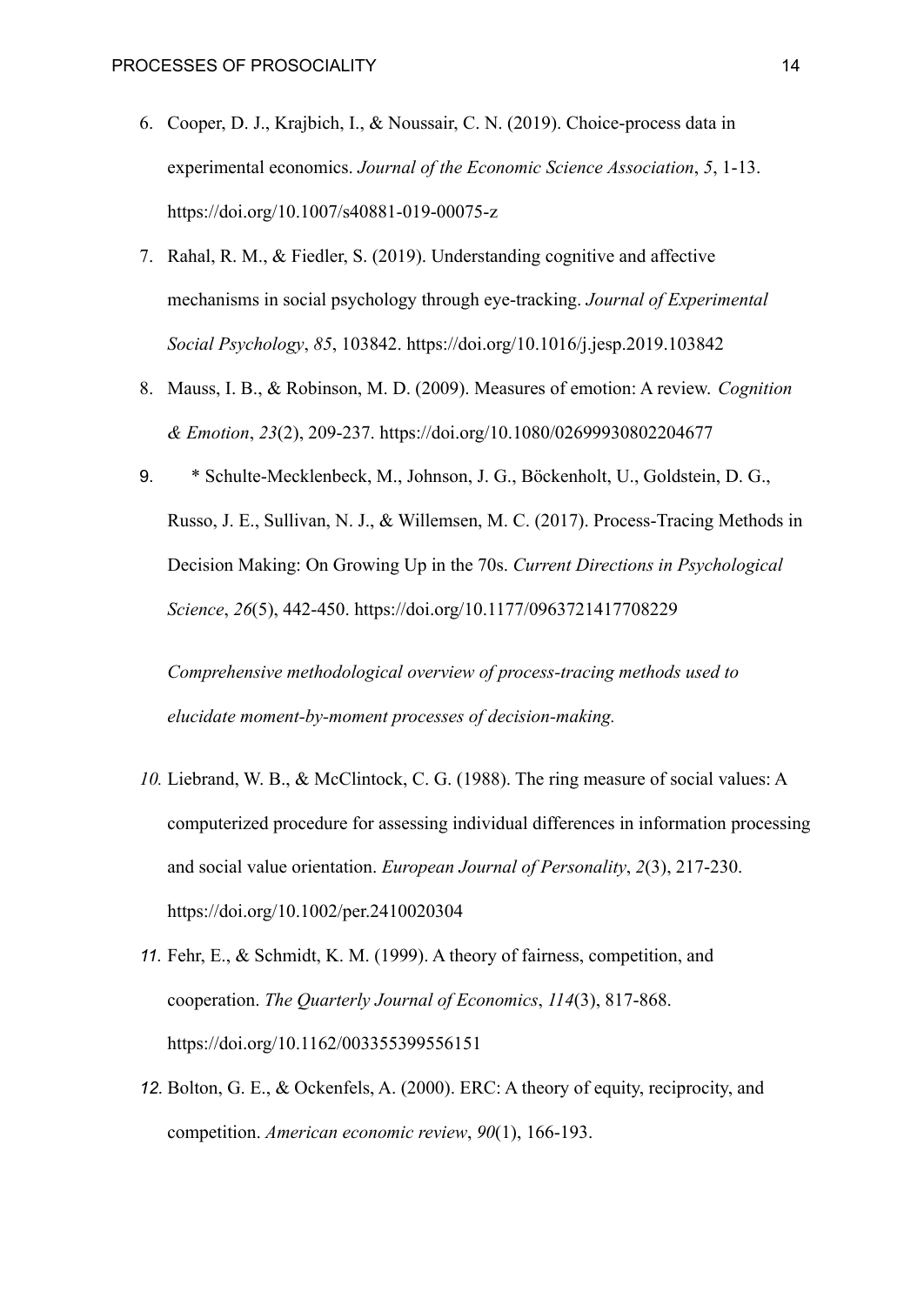6. Cooper, D. J., Krajbich, I., & Noussair, C. N. (2019). Choice-process data in experimental economics. *Journal of the Economic Science Association*, *5*, 1-13. https://doi.org/10.1007/s40881-019-00075-z
7. Rahal, R. M., & Fiedler, S. (2019). Understanding cognitive and affective mechanisms in social psychology through eye-tracking. *Journal of Experimental Social Psychology*, *85*, 103842. https://doi.org/10.1016/j.jesp.2019.103842
8. Mauss, I. B., & Robinson, M. D. (2009). Measures of emotion: A review. *Cognition & Emotion*, *23*(2), 209-237. https://doi.org/10.1080/02699930802204677
9. * Schulte-Mecklenbeck, M., Johnson, J. G., Böckenholt, U., Goldstein, D. G., Russo, J. E., Sullivan, N. J., & Willemsen, M. C. (2017). Process-Tracing Methods in Decision Making: On Growing Up in the 70s. *Current Directions in Psychological Science*, *26*(5), 442-450. https://doi.org/10.1177/0963721417708229

   *Comprehensive methodological overview of process-tracing methods used to elucidate moment-by-moment processes of decision-making.*

10. Liebrand, W. B., & McClintock, C. G. (1988). The ring measure of social values: A computerized procedure for assessing individual differences in information processing and social value orientation. *European Journal of Personality*, *2*(3), 217-230. https://doi.org/10.1002/per.2410020304
11. Fehr, E., & Schmidt, K. M. (1999). A theory of fairness, competition, and cooperation. *The Quarterly Journal of Economics*, *114*(3), 817-868. https://doi.org/10.1162/003355399556151
12. Bolton, G. E., & Ockenfels, A. (2000). ERC: A theory of equity, reciprocity, and competition. *American economic review*, *90*(1), 166-193.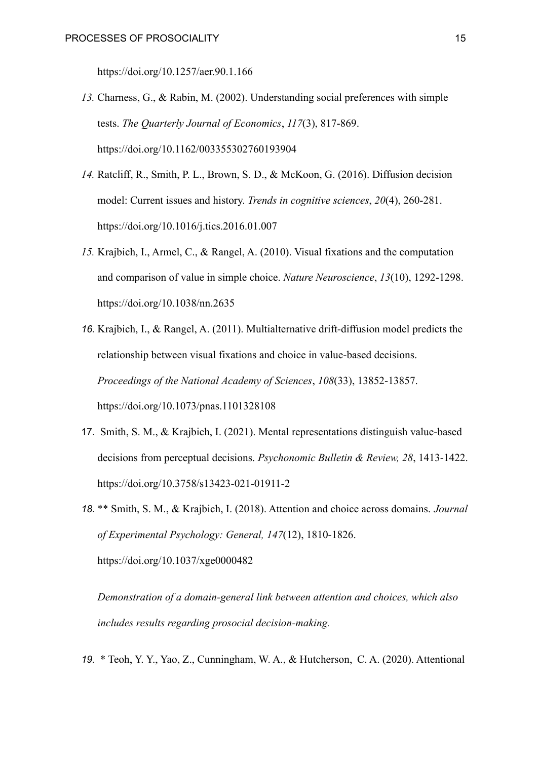https://doi.org/10.1257/aer.90.1.166

13. Charness, G., & Rabin, M. (2002). Understanding social preferences with simple tests. *The Quarterly Journal of Economics*, *117*(3), 817-869. https://doi.org/10.1162/003355302760193904

14. Ratcliff, R., Smith, P. L., Brown, S. D., & McKoon, G. (2016). Diffusion decision model: Current issues and history. *Trends in cognitive sciences*, *20*(4), 260-281. https://doi.org/10.1016/j.tics.2016.01.007

15. Krajbich, I., Armel, C., & Rangel, A. (2010). Visual fixations and the computation and comparison of value in simple choice. *Nature Neuroscience*, *13*(10), 1292-1298. https://doi.org/10.1038/nn.2635

16. Krajbich, I., & Rangel, A. (2011). Multialternative drift-diffusion model predicts the relationship between visual fixations and choice in value-based decisions. *Proceedings of the National Academy of Sciences*, *108*(33), 13852-13857. https://doi.org/10.1073/pnas.1101328108

17. Smith, S. M., & Krajbich, I. (2021). Mental representations distinguish value-based decisions from perceptual decisions. *Psychonomic Bulletin & Review, 28*, 1413-1422. https://doi.org/10.3758/s13423-021-01911-2

18. ** Smith, S. M., & Krajbich, I. (2018). Attention and choice across domains. *Journal of Experimental Psychology: General, 147*(12), 1810-1826. https://doi.org/10.1037/xge0000482

    *Demonstration of a domain-general link between attention and choices, which also includes results regarding prosocial decision-making.*

19. * Teoh, Y. Y., Yao, Z., Cunningham, W. A., & Hutcherson, C. A. (2020). Attentional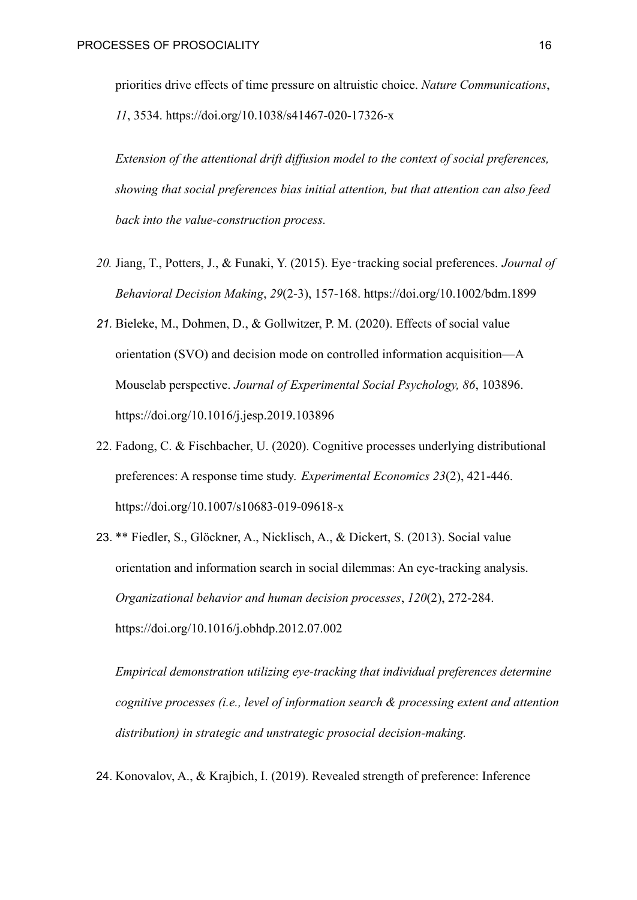priorities drive effects of time pressure on altruistic choice. *Nature Communications*, *11*, 3534. https://doi.org/10.1038/s41467-020-17326-x

*Extension of the attentional drift diffusion model to the context of social preferences, showing that social preferences bias initial attention, but that attention can also feed back into the value-construction process.*

20. Jiang, T., Potters, J., & Funaki, Y. (2015). Eye‐tracking social preferences. *Journal of Behavioral Decision Making*, *29*(2-3), 157-168. https://doi.org/10.1002/bdm.1899
21. Bieleke, M., Dohmen, D., & Gollwitzer, P. M. (2020). Effects of social value orientation (SVO) and decision mode on controlled information acquisition—A Mouselab perspective. *Journal of Experimental Social Psychology, 86*, 103896. https://doi.org/10.1016/j.jesp.2019.103896
22. Fadong, C. & Fischbacher, U. (2020). Cognitive processes underlying distributional preferences: A response time study. *Experimental Economics 23*(2), 421-446. https://doi.org/10.1007/s10683-019-09618-x
23. ** Fiedler, S., Glöckner, A., Nicklisch, A., & Dickert, S. (2013). Social value orientation and information search in social dilemmas: An eye-tracking analysis. *Organizational behavior and human decision processes*, *120*(2), 272-284. https://doi.org/10.1016/j.obhdp.2012.07.002

    *Empirical demonstration utilizing eye-tracking that individual preferences determine cognitive processes (i.e., level of information search & processing extent and attention distribution) in strategic and unstrategic prosocial decision-making.*

24. Konovalov, A., & Krajbich, I. (2019). Revealed strength of preference: Inference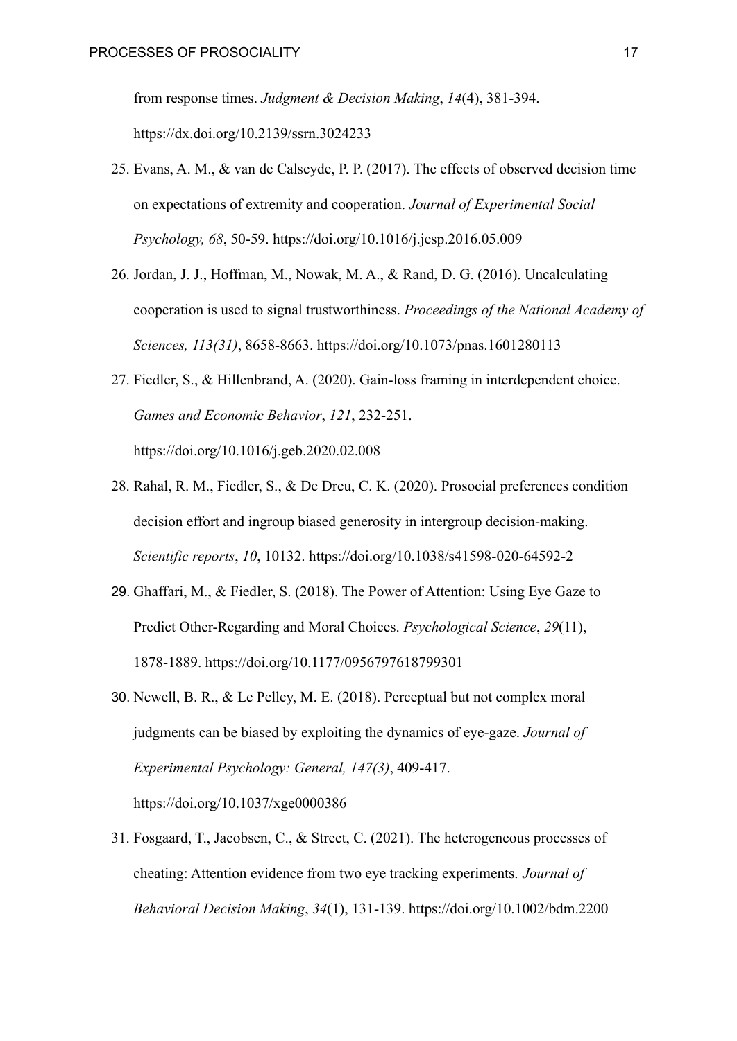from response times. *Judgment & Decision Making*, *14*(4), 381-394. https://dx.doi.org/10.2139/ssrn.3024233

25. Evans, A. M., & van de Calseyde, P. P. (2017). The effects of observed decision time on expectations of extremity and cooperation. *Journal of Experimental Social Psychology, 68*, 50-59. https://doi.org/10.1016/j.jesp.2016.05.009
26. Jordan, J. J., Hoffman, M., Nowak, M. A., & Rand, D. G. (2016). Uncalculating cooperation is used to signal trustworthiness. *Proceedings of the National Academy of Sciences, 113(31)*, 8658-8663. https://doi.org/10.1073/pnas.1601280113
27. Fiedler, S., & Hillenbrand, A. (2020). Gain-loss framing in interdependent choice. *Games and Economic Behavior*, *121*, 232-251. https://doi.org/10.1016/j.geb.2020.02.008
28. Rahal, R. M., Fiedler, S., & De Dreu, C. K. (2020). Prosocial preferences condition decision effort and ingroup biased generosity in intergroup decision-making. *Scientific reports*, *10*, 10132. https://doi.org/10.1038/s41598-020-64592-2
29. Ghaffari, M., & Fiedler, S. (2018). The Power of Attention: Using Eye Gaze to Predict Other-Regarding and Moral Choices. *Psychological Science*, *29*(11), 1878-1889. https://doi.org/10.1177/0956797618799301
30. Newell, B. R., & Le Pelley, M. E. (2018). Perceptual but not complex moral judgments can be biased by exploiting the dynamics of eye-gaze. *Journal of Experimental Psychology: General, 147(3)*, 409-417. https://doi.org/10.1037/xge0000386
31. Fosgaard, T., Jacobsen, C., & Street, C. (2021). The heterogeneous processes of cheating: Attention evidence from two eye tracking experiments. *Journal of Behavioral Decision Making*, *34*(1), 131-139. https://doi.org/10.1002/bdm.2200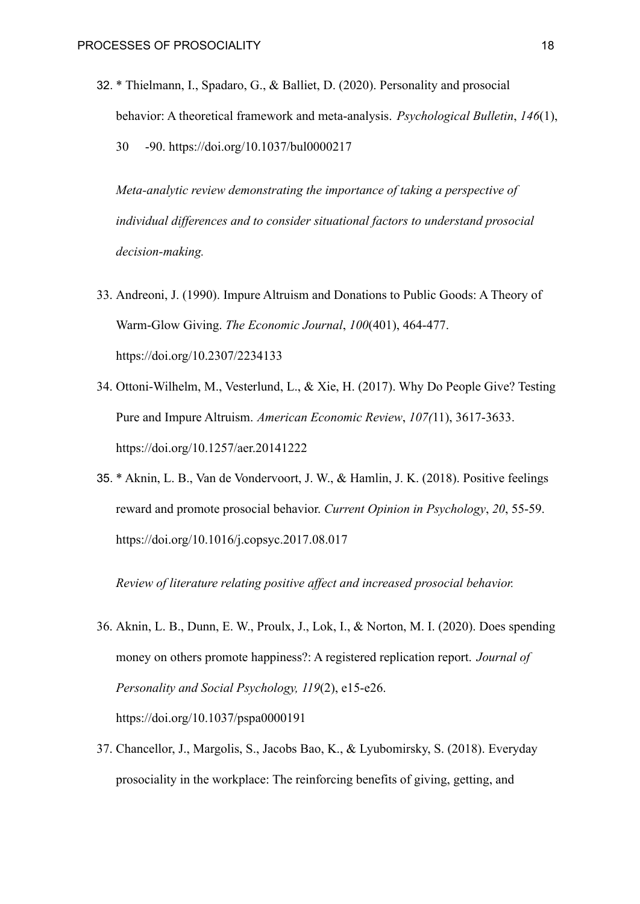32. * Thielmann, I., Spadaro, G., & Balliet, D. (2020). Personality and prosocial behavior: A theoretical framework and meta-analysis. *Psychological Bulletin*, *146*(1), 30 -90. https://doi.org/10.1037/bul0000217

    *Meta-analytic review demonstrating the importance of taking a perspective of individual differences and to consider situational factors to understand prosocial decision-making.*

33. Andreoni, J. (1990). Impure Altruism and Donations to Public Goods: A Theory of Warm-Glow Giving. *The Economic Journal*, *100*(401), 464-477. https://doi.org/10.2307/2234133
34. Ottoni-Wilhelm, M., Vesterlund, L., & Xie, H. (2017). Why Do People Give? Testing Pure and Impure Altruism. *American Economic Review*, *107(*11), 3617-3633. https://doi.org/10.1257/aer.20141222
35. * Aknin, L. B., Van de Vondervoort, J. W., & Hamlin, J. K. (2018). Positive feelings reward and promote prosocial behavior. *Current Opinion in Psychology*, *20*, 55-59. https://doi.org/10.1016/j.copsyc.2017.08.017

    *Review of literature relating positive affect and increased prosocial behavior.*

36. Aknin, L. B., Dunn, E. W., Proulx, J., Lok, I., & Norton, M. I. (2020). Does spending money on others promote happiness?: A registered replication report. *Journal of Personality and Social Psychology, 119*(2), e15-e26. https://doi.org/10.1037/pspa0000191
37. Chancellor, J., Margolis, S., Jacobs Bao, K., & Lyubomirsky, S. (2018). Everyday prosociality in the workplace: The reinforcing benefits of giving, getting, and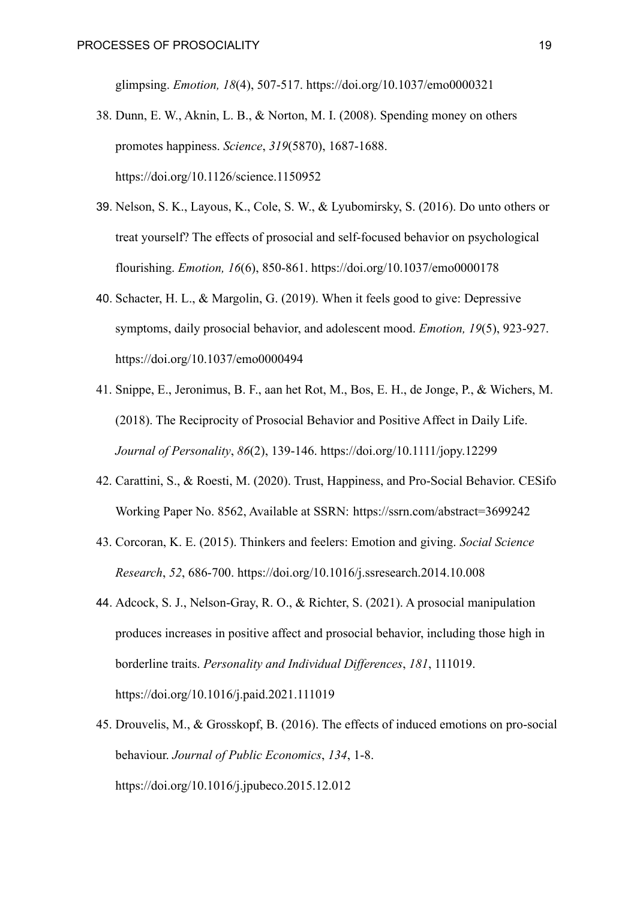glimpsing. *Emotion, 18*(4), 507-517. https://doi.org/10.1037/emo0000321

38. Dunn, E. W., Aknin, L. B., & Norton, M. I. (2008). Spending money on others promotes happiness. *Science*, *319*(5870), 1687-1688. https://doi.org/10.1126/science.1150952
39. Nelson, S. K., Layous, K., Cole, S. W., & Lyubomirsky, S. (2016). Do unto others or treat yourself? The effects of prosocial and self-focused behavior on psychological flourishing. *Emotion, 16*(6), 850-861. https://doi.org/10.1037/emo0000178
40. Schacter, H. L., & Margolin, G. (2019). When it feels good to give: Depressive symptoms, daily prosocial behavior, and adolescent mood. *Emotion, 19*(5), 923-927. https://doi.org/10.1037/emo0000494
41. Snippe, E., Jeronimus, B. F., aan het Rot, M., Bos, E. H., de Jonge, P., & Wichers, M. (2018). The Reciprocity of Prosocial Behavior and Positive Affect in Daily Life. *Journal of Personality*, *86*(2), 139-146. https://doi.org/10.1111/jopy.12299
42. Carattini, S., & Roesti, M. (2020). Trust, Happiness, and Pro-Social Behavior. CESifo Working Paper No. 8562, Available at SSRN: https://ssrn.com/abstract=3699242
43. Corcoran, K. E. (2015). Thinkers and feelers: Emotion and giving. *Social Science Research*, *52*, 686-700. https://doi.org/10.1016/j.ssresearch.2014.10.008
44. Adcock, S. J., Nelson-Gray, R. O., & Richter, S. (2021). A prosocial manipulation produces increases in positive affect and prosocial behavior, including those high in borderline traits. *Personality and Individual Differences*, *181*, 111019. https://doi.org/10.1016/j.paid.2021.111019
45. Drouvelis, M., & Grosskopf, B. (2016). The effects of induced emotions on pro-social behaviour. *Journal of Public Economics*, *134*, 1-8. https://doi.org/10.1016/j.jpubeco.2015.12.012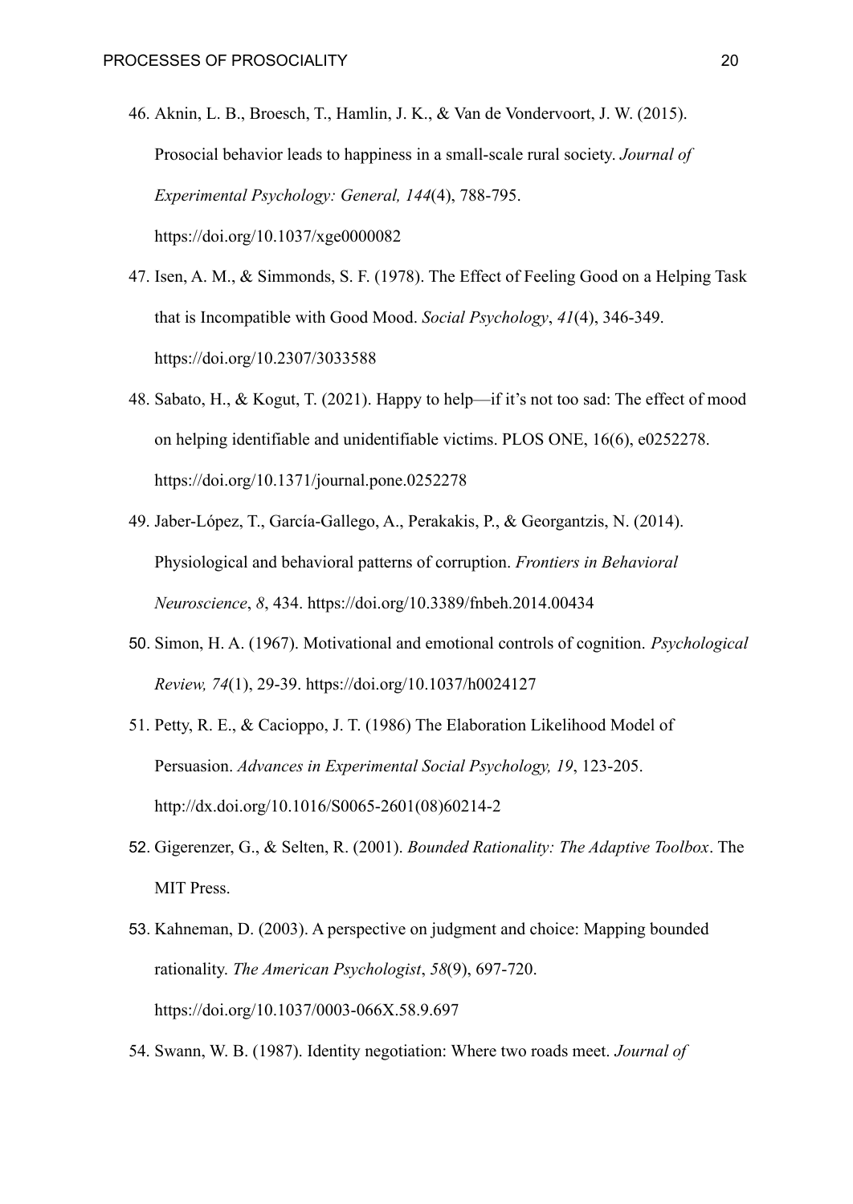46. Aknin, L. B., Broesch, T., Hamlin, J. K., & Van de Vondervoort, J. W. (2015). Prosocial behavior leads to happiness in a small-scale rural society. *Journal of Experimental Psychology: General, 144*(4), 788-795. https://doi.org/10.1037/xge0000082
47. Isen, A. M., & Simmonds, S. F. (1978). The Effect of Feeling Good on a Helping Task that is Incompatible with Good Mood. *Social Psychology*, *41*(4), 346-349. https://doi.org/10.2307/3033588
48. Sabato, H., & Kogut, T. (2021). Happy to help—if it's not too sad: The effect of mood on helping identifiable and unidentifiable victims. PLOS ONE, 16(6), e0252278. https://doi.org/10.1371/journal.pone.0252278
49. Jaber-López, T., García-Gallego, A., Perakakis, P., & Georgantzis, N. (2014). Physiological and behavioral patterns of corruption. *Frontiers in Behavioral Neuroscience*, *8*, 434. https://doi.org/10.3389/fnbeh.2014.00434
50. Simon, H. A. (1967). Motivational and emotional controls of cognition. *Psychological Review, 74*(1), 29-39. https://doi.org/10.1037/h0024127
51. Petty, R. E., & Cacioppo, J. T. (1986) The Elaboration Likelihood Model of Persuasion. *Advances in Experimental Social Psychology, 19*, 123-205. http://dx.doi.org/10.1016/S0065-2601(08)60214-2
52. Gigerenzer, G., & Selten, R. (2001). *Bounded Rationality: The Adaptive Toolbox*. The MIT Press.
53. Kahneman, D. (2003). A perspective on judgment and choice: Mapping bounded rationality. *The American Psychologist*, *58*(9), 697-720. https://doi.org/10.1037/0003-066X.58.9.697
54. Swann, W. B. (1987). Identity negotiation: Where two roads meet. *Journal of*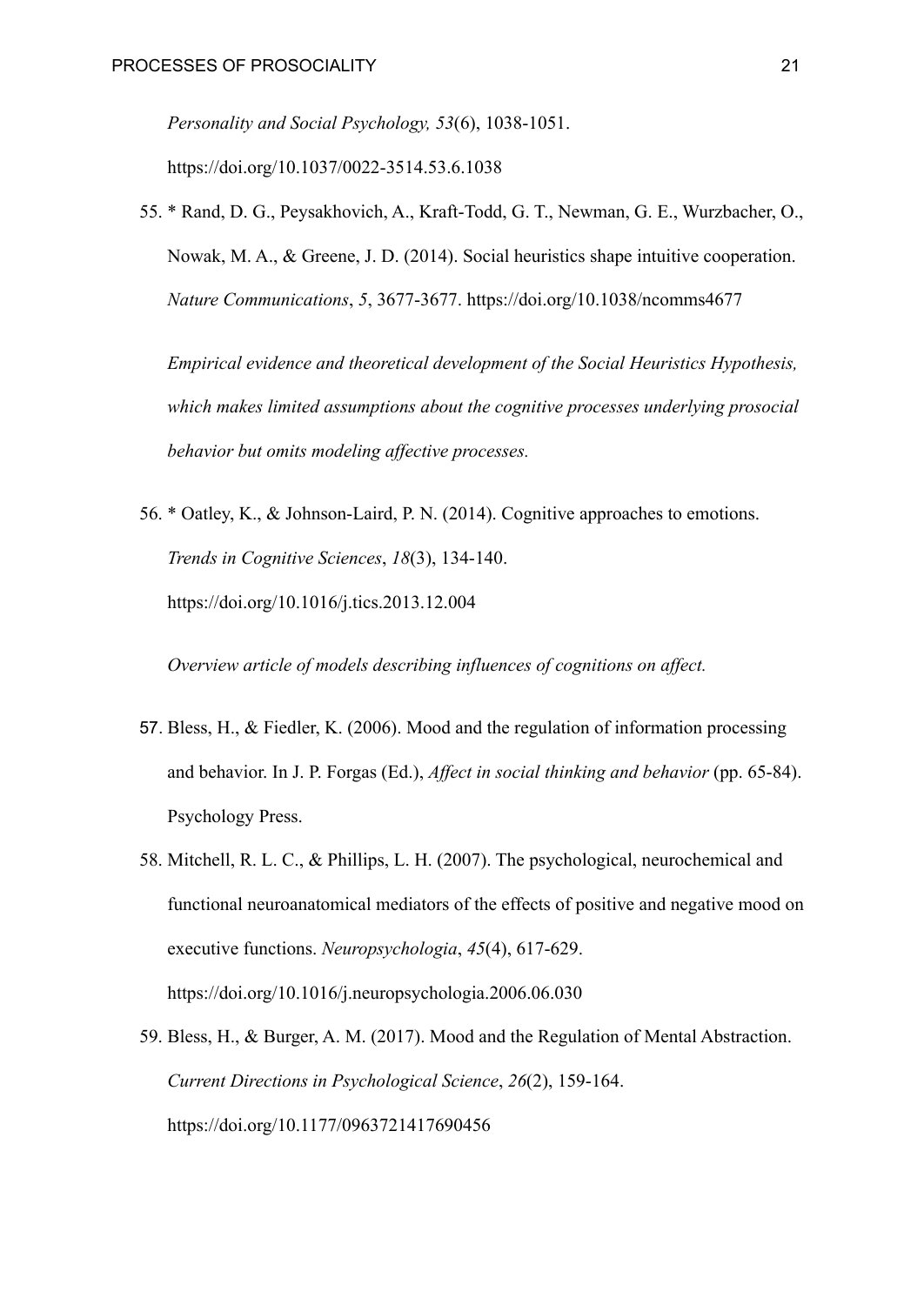*Personality and Social Psychology, 53*(6), 1038-1051. https://doi.org/10.1037/0022-3514.53.6.1038

55. * Rand, D. G., Peysakhovich, A., Kraft-Todd, G. T., Newman, G. E., Wurzbacher, O., Nowak, M. A., & Greene, J. D. (2014). Social heuristics shape intuitive cooperation. *Nature Communications*, *5*, 3677-3677. https://doi.org/10.1038/ncomms4677

    *Empirical evidence and theoretical development of the Social Heuristics Hypothesis, which makes limited assumptions about the cognitive processes underlying prosocial behavior but omits modeling affective processes.*

56. * Oatley, K., & Johnson-Laird, P. N. (2014). Cognitive approaches to emotions. *Trends in Cognitive Sciences*, *18*(3), 134-140. https://doi.org/10.1016/j.tics.2013.12.004

    *Overview article of models describing influences of cognitions on affect.*

57. Bless, H., & Fiedler, K. (2006). Mood and the regulation of information processing and behavior. In J. P. Forgas (Ed.), *Affect in social thinking and behavior* (pp. 65-84). Psychology Press.

58. Mitchell, R. L. C., & Phillips, L. H. (2007). The psychological, neurochemical and functional neuroanatomical mediators of the effects of positive and negative mood on executive functions. *Neuropsychologia*, *45*(4), 617-629. https://doi.org/10.1016/j.neuropsychologia.2006.06.030

59. Bless, H., & Burger, A. M. (2017). Mood and the Regulation of Mental Abstraction. *Current Directions in Psychological Science*, *26*(2), 159-164. https://doi.org/10.1177/0963721417690456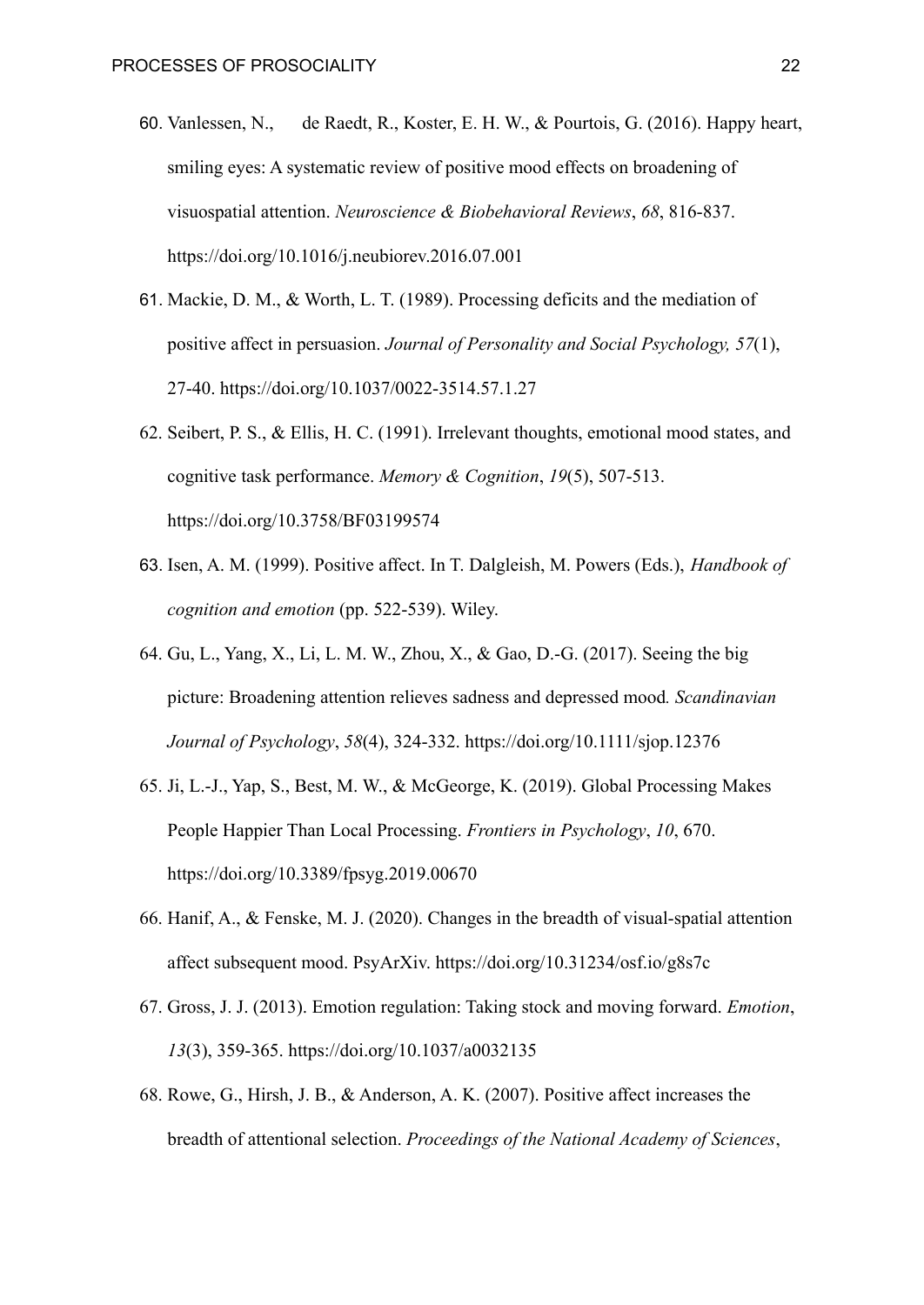60. Vanlessen, N., de Raedt, R., Koster, E. H. W., & Pourtois, G. (2016). Happy heart, smiling eyes: A systematic review of positive mood effects on broadening of visuospatial attention. *Neuroscience & Biobehavioral Reviews*, *68*, 816-837. https://doi.org/10.1016/j.neubiorev.2016.07.001
61. Mackie, D. M., & Worth, L. T. (1989). Processing deficits and the mediation of positive affect in persuasion. *Journal of Personality and Social Psychology, 57*(1), 27-40. https://doi.org/10.1037/0022-3514.57.1.27
62. Seibert, P. S., & Ellis, H. C. (1991). Irrelevant thoughts, emotional mood states, and cognitive task performance. *Memory & Cognition*, *19*(5), 507-513. https://doi.org/10.3758/BF03199574
63. Isen, A. M. (1999). Positive affect. In T. Dalgleish, M. Powers (Eds.), *Handbook of cognition and emotion* (pp. 522-539). Wiley.
64. Gu, L., Yang, X., Li, L. M. W., Zhou, X., & Gao, D.-G. (2017). Seeing the big picture: Broadening attention relieves sadness and depressed mood. *Scandinavian Journal of Psychology*, *58*(4), 324-332. https://doi.org/10.1111/sjop.12376
65. Ji, L.-J., Yap, S., Best, M. W., & McGeorge, K. (2019). Global Processing Makes People Happier Than Local Processing. *Frontiers in Psychology*, *10*, 670. https://doi.org/10.3389/fpsyg.2019.00670
66. Hanif, A., & Fenske, M. J. (2020). Changes in the breadth of visual-spatial attention affect subsequent mood. PsyArXiv. https://doi.org/10.31234/osf.io/g8s7c
67. Gross, J. J. (2013). Emotion regulation: Taking stock and moving forward. *Emotion*, *13*(3), 359-365. https://doi.org/10.1037/a0032135
68. Rowe, G., Hirsh, J. B., & Anderson, A. K. (2007). Positive affect increases the breadth of attentional selection. *Proceedings of the National Academy of Sciences*,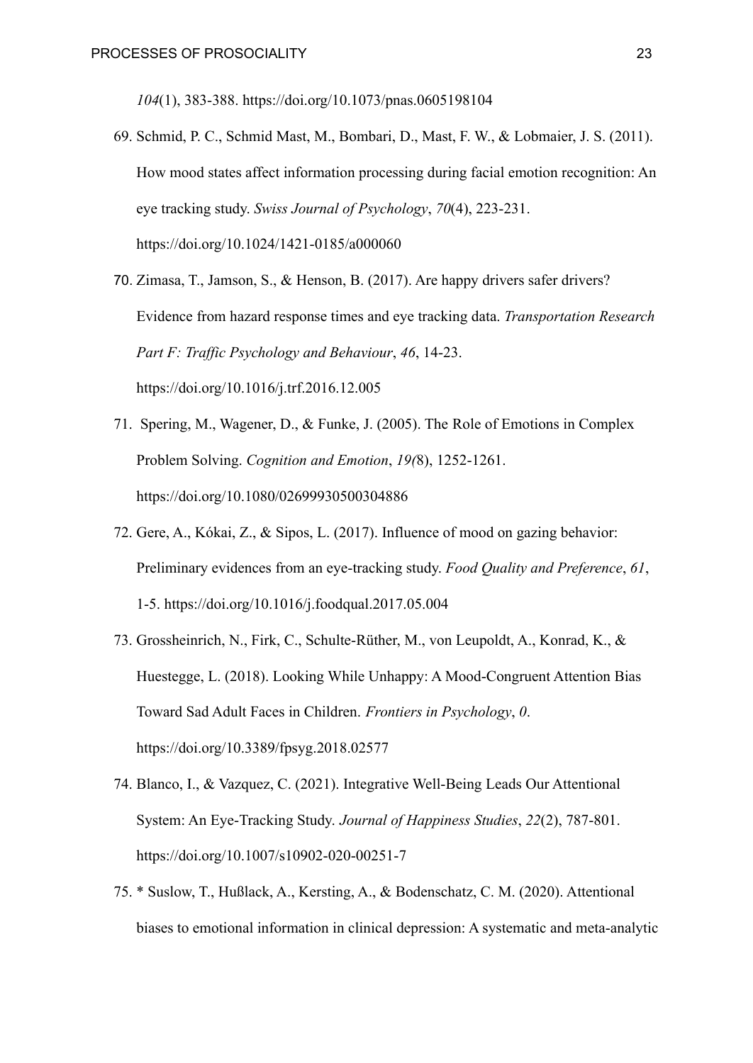*104*(1), 383-388. https://doi.org/10.1073/pnas.0605198104

69. Schmid, P. C., Schmid Mast, M., Bombari, D., Mast, F. W., & Lobmaier, J. S. (2011). How mood states affect information processing during facial emotion recognition: An eye tracking study. *Swiss Journal of Psychology*, *70*(4), 223-231. https://doi.org/10.1024/1421-0185/a000060

70. Zimasa, T., Jamson, S., & Henson, B. (2017). Are happy drivers safer drivers? Evidence from hazard response times and eye tracking data. *Transportation Research Part F: Traffic Psychology and Behaviour*, *46*, 14-23. https://doi.org/10.1016/j.trf.2016.12.005

71. Spering, M., Wagener, D., & Funke, J. (2005). The Role of Emotions in Complex Problem Solving. *Cognition and Emotion*, *19(*8), 1252-1261. https://doi.org/10.1080/02699930500304886

72. Gere, A., Kókai, Z., & Sipos, L. (2017). Influence of mood on gazing behavior: Preliminary evidences from an eye-tracking study. *Food Quality and Preference*, *61*, 1-5. https://doi.org/10.1016/j.foodqual.2017.05.004

73. Grossheinrich, N., Firk, C., Schulte-Rüther, M., von Leupoldt, A., Konrad, K., & Huestegge, L. (2018). Looking While Unhappy: A Mood-Congruent Attention Bias Toward Sad Adult Faces in Children. *Frontiers in Psychology*, *0*. https://doi.org/10.3389/fpsyg.2018.02577

74. Blanco, I., & Vazquez, C. (2021). Integrative Well-Being Leads Our Attentional System: An Eye-Tracking Study. *Journal of Happiness Studies*, *22*(2), 787-801. https://doi.org/10.1007/s10902-020-00251-7

75. * Suslow, T., Hußlack, A., Kersting, A., & Bodenschatz, C. M. (2020). Attentional biases to emotional information in clinical depression: A systematic and meta-analytic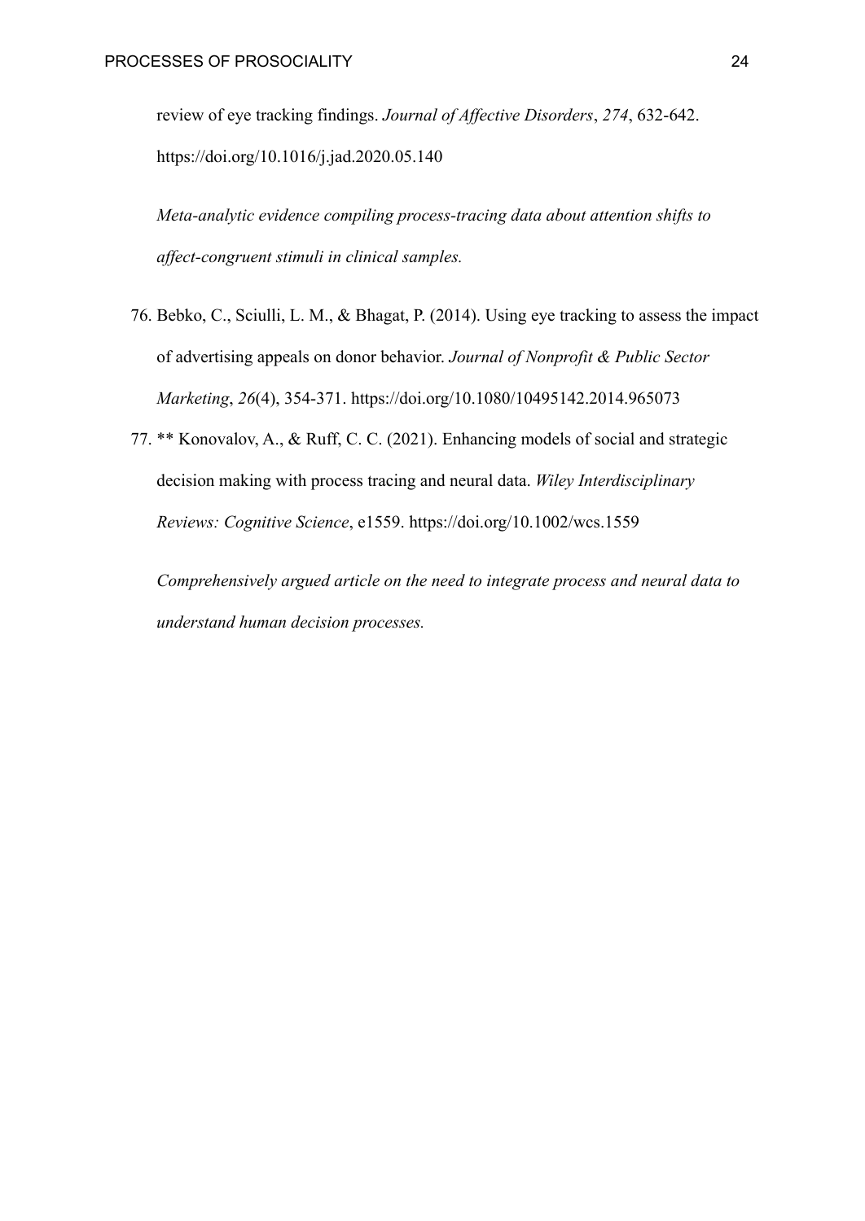review of eye tracking findings. *Journal of Affective Disorders*, *274*, 632-642. https://doi.org/10.1016/j.jad.2020.05.140

*Meta-analytic evidence compiling process-tracing data about attention shifts to affect-congruent stimuli in clinical samples.*

76. Bebko, C., Sciulli, L. M., & Bhagat, P. (2014). Using eye tracking to assess the impact of advertising appeals on donor behavior. *Journal of Nonprofit & Public Sector Marketing*, *26*(4), 354-371. https://doi.org/10.1080/10495142.2014.965073
77. ** Konovalov, A., & Ruff, C. C. (2021). Enhancing models of social and strategic decision making with process tracing and neural data. *Wiley Interdisciplinary Reviews: Cognitive Science*, e1559. https://doi.org/10.1002/wcs.1559

    *Comprehensively argued article on the need to integrate process and neural data to understand human decision processes.*